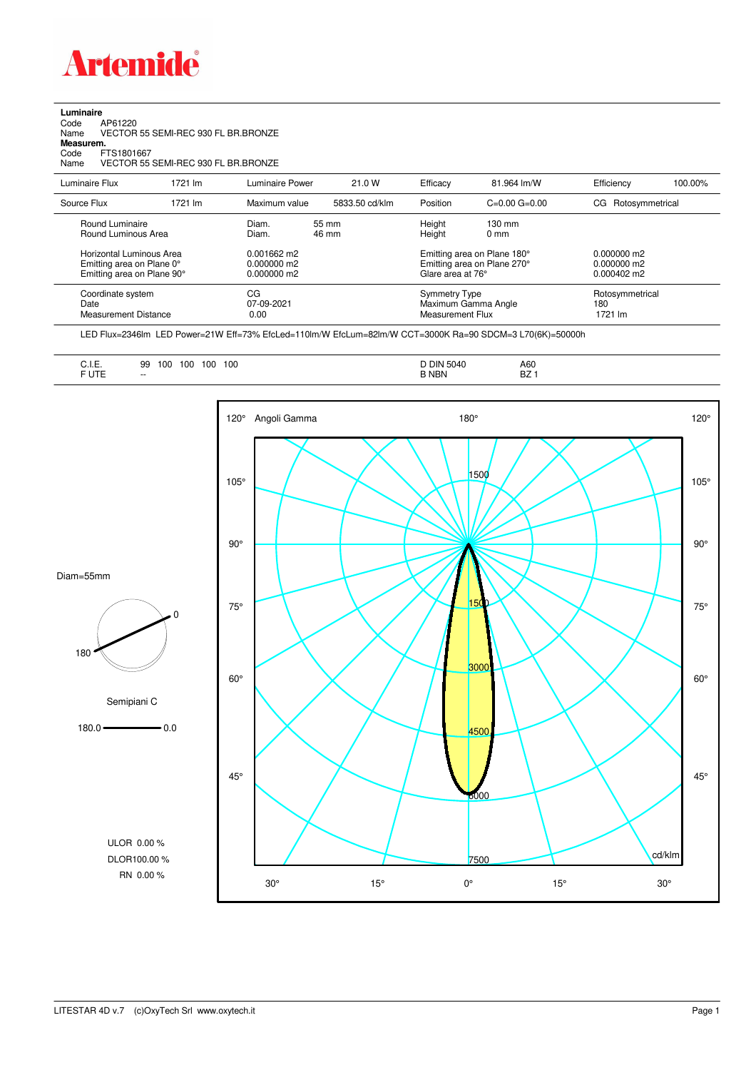# Artemide

**Luminaire**

Code AP61220
Name VECTOR 55 SEMI-REC 930 FL BR.BRONZE

**Measurem.**

Code FTS1801667
Name VECTOR 55 SEMI-REC 930 FL BR.BRONZE

| Luminaire Flux | 1721 lm | Luminaire Power | 21.0 W | Efficacy | 81.964 lm/W | Efficiency | 100.00% |
|---|---|---|---|---|---|---|---|
| Source Flux | 1721 lm | Maximum value | 5833.50 cd/klm | Position | C=0.00 G=0.00 | CG | Rotosymmetrical |

| | | | | |
|---|---|---|---|---|
| Round Luminaire | Diam. 55 mm | Height | 130 mm | |
| Round Luminous Area | Diam. 46 mm | Height | 0 mm | |
| Horizontal Luminous Area | 0.001662 m2 | Emitting area on Plane 180° | | 0.000000 m2 |
| Emitting area on Plane 0° | 0.000000 m2 | Emitting area on Plane 270° | | 0.000000 m2 |
| Emitting area on Plane 90° | 0.000000 m2 | Glare area at 76° | | 0.000402 m2 |

| | | | |
|---|---|---|---|
| Coordinate system | CG | Symmetry Type | Rotosymmetrical |
| Date | 07-09-2021 | Maximum Gamma Angle | 180 |
| Measurement Distance | 0.00 | Measurement Flux | 1721 lm |

LED Flux=2346lm LED Power=21W Eff=73% EfcLed=110lm/W EfcLum=82lm/W CCT=3000K Ra=90 SDCM=3 L70(6K)=50000h

| | | | |
|---|---|---|---|
| C.I.E. | 99 100 100 100 100 | D DIN 5040 | A60 |
| F UTE | -- | B NBN | BZ 1 |

Diam=55mm

Semipiani C

180.0 — 0.0

ULOR 0.00 %
DLOR100.00 %
RN 0.00 %

Angoli Gamma — cd/klm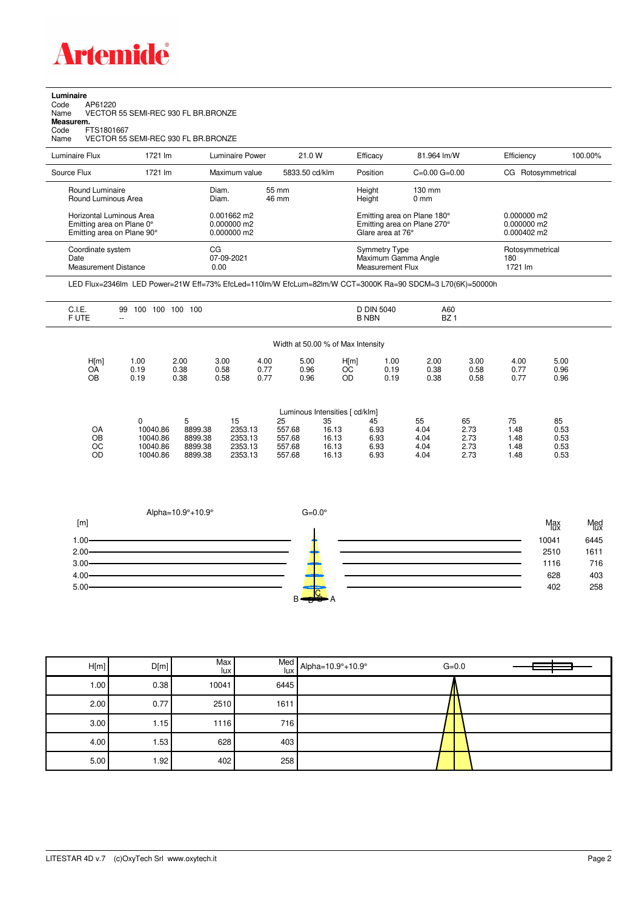**Artemide**

**Luminaire**
Code AP61220
Name VECTOR 55 SEMI-REC 930 FL BR.BRONZE
**Measurem.**
Code FTS1801667
Name VECTOR 55 SEMI-REC 930 FL BR.BRONZE

| | | | | | | | |
|---|---|---|---|---|---|---|---|
| Luminaire Flux | 1721 lm | Luminaire Power | 21.0 W | Efficacy | 81.964 lm/W | Efficiency | 100.00% |
| Source Flux | 1721 lm | Maximum value | 5833.50 cd/klm | Position | C=0.00 G=0.00 | CG | Rotosymmetrical |

| | | | | | | |
|---|---|---|---|---|---|---|
| Round Luminaire | Diam. | 55 mm | Height | 130 mm | | |
| Round Luminous Area | Diam. | 46 mm | Height | 0 mm | | |
| Horizontal Luminous Area | 0.001662 m2 | | Emitting area on Plane 180° | | 0.000000 m2 | |
| Emitting area on Plane 0° | 0.000000 m2 | | Emitting area on Plane 270° | | 0.000000 m2 | |
| Emitting area on Plane 90° | 0.000000 m2 | | Glare area at 76° | | 0.000402 m2 | |

| | | | |
|---|---|---|---|
| Coordinate system | CG | Symmetry Type | Rotosymmetrical |
| Date | 07-09-2021 | Maximum Gamma Angle | 180 |
| Measurement Distance | 0.00 | Measurement Flux | 1721 lm |

LED Flux=2346lm LED Power=21W Eff=73% EfcLed=110lm/W EfcLum=82lm/W CCT=3000K Ra=90 SDCM=3 L70(6K)=50000h

| | | | |
|---|---|---|---|
| C.I.E. | 99 100 100 100 100 | D DIN 5040 | A60 |
| F UTE | -- | B NBN | BZ 1 |

Width at 50.00 % of Max Intensity

| H[m] | 1.00 | 2.00 | 3.00 | 4.00 | 5.00 | H[m] | 1.00 | 2.00 | 3.00 | 4.00 | 5.00 |
|---|---|---|---|---|---|---|---|---|---|---|---|
| OA | 0.19 | 0.38 | 0.58 | 0.77 | 0.96 | OC | 0.19 | 0.38 | 0.58 | 0.77 | 0.96 |
| OB | 0.19 | 0.38 | 0.58 | 0.77 | 0.96 | OD | 0.19 | 0.38 | 0.58 | 0.77 | 0.96 |

Luminous Intensities [ cd/klm]

| | 0 | 5 | 15 | 25 | 35 | 45 | 55 | 65 | 75 | 85 |
|---|---|---|---|---|---|---|---|---|---|---|
| OA | 10040.86 | 8899.38 | 2353.13 | 557.68 | 16.13 | 6.93 | 4.04 | 2.73 | 1.48 | 0.53 |
| OB | 10040.86 | 8899.38 | 2353.13 | 557.68 | 16.13 | 6.93 | 4.04 | 2.73 | 1.48 | 0.53 |
| OC | 10040.86 | 8899.38 | 2353.13 | 557.68 | 16.13 | 6.93 | 4.04 | 2.73 | 1.48 | 0.53 |
| OD | 10040.86 | 8899.38 | 2353.13 | 557.68 | 16.13 | 6.93 | 4.04 | 2.73 | 1.48 | 0.53 |

Alpha=10.9°+10.9°
G=0.0°
[m]
1.00
2.00
3.00
4.00
5.00
B D C A
Max lux: 10041, 2510, 1116, 628, 402
Med lux: 6445, 1611, 716, 403, 258

| H[m] | D[m] | Max lux | Med lux | Alpha=10.9°+10.9° | G=0.0 |
|---|---|---|---|---|---|
| 1.00 | 0.38 | 10041 | 6445 | | |
| 2.00 | 0.77 | 2510 | 1611 | | |
| 3.00 | 1.15 | 1116 | 716 | | |
| 4.00 | 1.53 | 628 | 403 | | |
| 5.00 | 1.92 | 402 | 258 | | |

LITESTAR 4D v.7 (c)OxyTech Srl www.oxytech.it